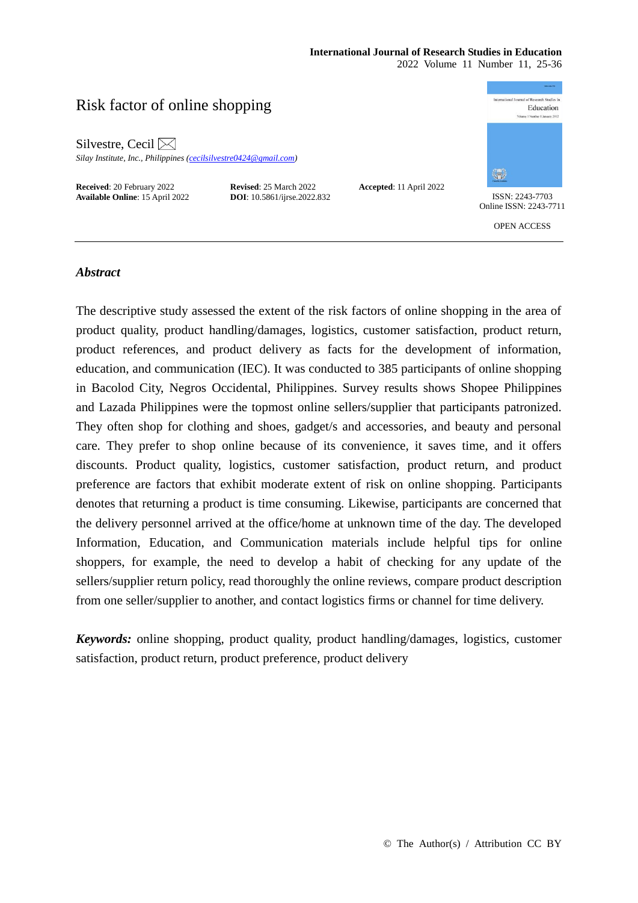# Risk factor of online shopping

Silvestre, Cecil
*Silay Institute, Inc., Philippines (cecilsilvestre0424@gmail.com)*

**Received**: 20 February 2022
**Revised**: 25 March 2022
**Accepted**: 11 April 2022
**Available Online**: 15 April 2022
**DOI**: 10.5861/ijrse.2022.832

ISSN: 2243-7703
Online ISSN: 2243-7711

OPEN ACCESS

---

### *Abstract*

The descriptive study assessed the extent of the risk factors of online shopping in the area of product quality, product handling/damages, logistics, customer satisfaction, product return, product references, and product delivery as facts for the development of information, education, and communication (IEC). It was conducted to 385 participants of online shopping in Bacolod City, Negros Occidental, Philippines. Survey results shows Shopee Philippines and Lazada Philippines were the topmost online sellers/supplier that participants patronized. They often shop for clothing and shoes, gadget/s and accessories, and beauty and personal care. They prefer to shop online because of its convenience, it saves time, and it offers discounts. Product quality, logistics, customer satisfaction, product return, and product preference are factors that exhibit moderate extent of risk on online shopping. Participants denotes that returning a product is time consuming. Likewise, participants are concerned that the delivery personnel arrived at the office/home at unknown time of the day. The developed Information, Education, and Communication materials include helpful tips for online shoppers, for example, the need to develop a habit of checking for any update of the sellers/supplier return policy, read thoroughly the online reviews, compare product description from one seller/supplier to another, and contact logistics firms or channel for time delivery.

***Keywords:*** online shopping, product quality, product handling/damages, logistics, customer satisfaction, product return, product preference, product delivery

© The Author(s) / Attribution CC BY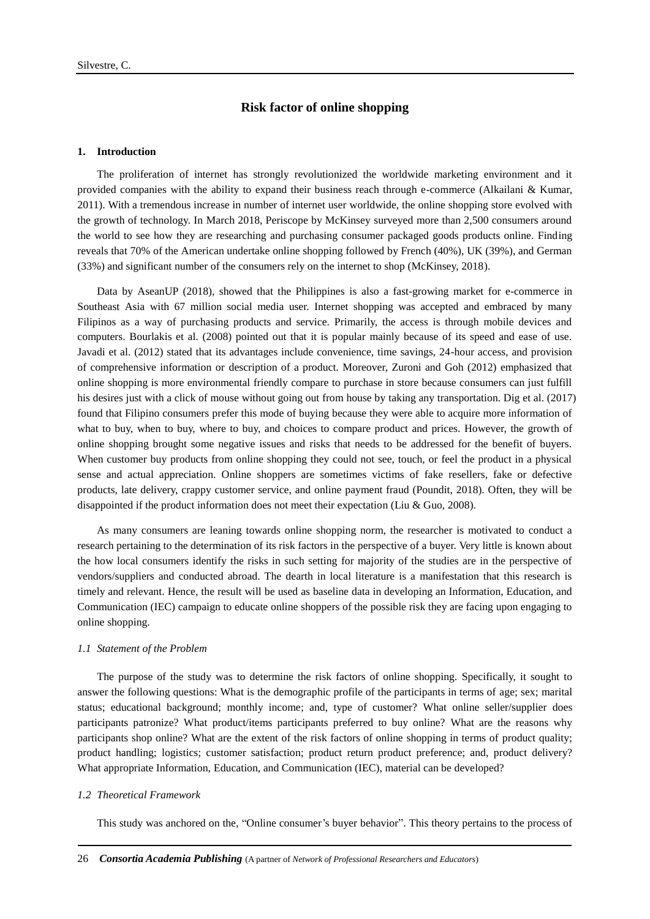## Risk factor of online shopping

### 1. Introduction

The proliferation of internet has strongly revolutionized the worldwide marketing environment and it provided companies with the ability to expand their business reach through e-commerce (Alkailani & Kumar, 2011). With a tremendous increase in number of internet user worldwide, the online shopping store evolved with the growth of technology. In March 2018, Periscope by McKinsey surveyed more than 2,500 consumers around the world to see how they are researching and purchasing consumer packaged goods products online. Finding reveals that 70% of the American undertake online shopping followed by French (40%), UK (39%), and German (33%) and significant number of the consumers rely on the internet to shop (McKinsey, 2018).

Data by AseanUP (2018), showed that the Philippines is also a fast-growing market for e-commerce in Southeast Asia with 67 million social media user. Internet shopping was accepted and embraced by many Filipinos as a way of purchasing products and service. Primarily, the access is through mobile devices and computers. Bourlakis et al. (2008) pointed out that it is popular mainly because of its speed and ease of use. Javadi et al. (2012) stated that its advantages include convenience, time savings, 24-hour access, and provision of comprehensive information or description of a product. Moreover, Zuroni and Goh (2012) emphasized that online shopping is more environmental friendly compare to purchase in store because consumers can just fulfill his desires just with a click of mouse without going out from house by taking any transportation. Dig et al. (2017) found that Filipino consumers prefer this mode of buying because they were able to acquire more information of what to buy, when to buy, where to buy, and choices to compare product and prices. However, the growth of online shopping brought some negative issues and risks that needs to be addressed for the benefit of buyers. When customer buy products from online shopping they could not see, touch, or feel the product in a physical sense and actual appreciation. Online shoppers are sometimes victims of fake resellers, fake or defective products, late delivery, crappy customer service, and online payment fraud (Poundit, 2018). Often, they will be disappointed if the product information does not meet their expectation (Liu & Guo, 2008).

As many consumers are leaning towards online shopping norm, the researcher is motivated to conduct a research pertaining to the determination of its risk factors in the perspective of a buyer. Very little is known about the how local consumers identify the risks in such setting for majority of the studies are in the perspective of vendors/suppliers and conducted abroad. The dearth in local literature is a manifestation that this research is timely and relevant. Hence, the result will be used as baseline data in developing an Information, Education, and Communication (IEC) campaign to educate online shoppers of the possible risk they are facing upon engaging to online shopping.

#### *1.1 Statement of the Problem*

The purpose of the study was to determine the risk factors of online shopping. Specifically, it sought to answer the following questions: What is the demographic profile of the participants in terms of age; sex; marital status; educational background; monthly income; and, type of customer? What online seller/supplier does participants patronize? What product/items participants preferred to buy online? What are the reasons why participants shop online? What are the extent of the risk factors of online shopping in terms of product quality; product handling; logistics; customer satisfaction; product return product preference; and, product delivery? What appropriate Information, Education, and Communication (IEC), material can be developed?

#### *1.2 Theoretical Framework*

This study was anchored on the, "Online consumer's buyer behavior". This theory pertains to the process of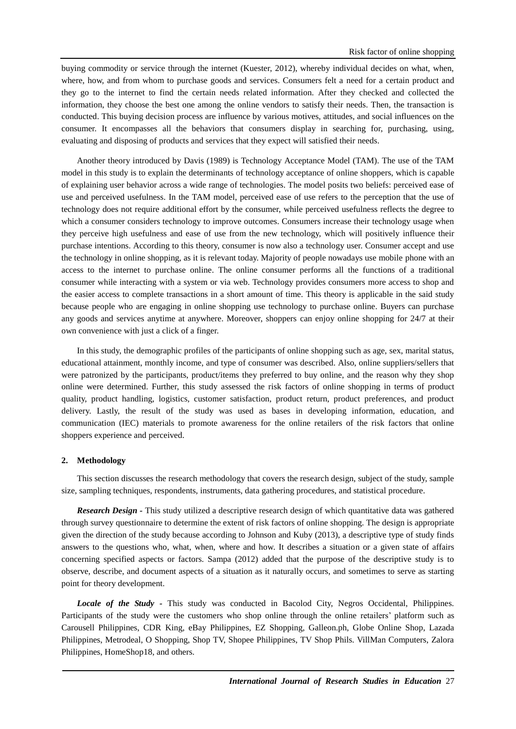buying commodity or service through the internet (Kuester, 2012), whereby individual decides on what, when, where, how, and from whom to purchase goods and services. Consumers felt a need for a certain product and they go to the internet to find the certain needs related information. After they checked and collected the information, they choose the best one among the online vendors to satisfy their needs. Then, the transaction is conducted. This buying decision process are influence by various motives, attitudes, and social influences on the consumer. It encompasses all the behaviors that consumers display in searching for, purchasing, using, evaluating and disposing of products and services that they expect will satisfied their needs.

Another theory introduced by Davis (1989) is Technology Acceptance Model (TAM). The use of the TAM model in this study is to explain the determinants of technology acceptance of online shoppers, which is capable of explaining user behavior across a wide range of technologies. The model posits two beliefs: perceived ease of use and perceived usefulness. In the TAM model, perceived ease of use refers to the perception that the use of technology does not require additional effort by the consumer, while perceived usefulness reflects the degree to which a consumer considers technology to improve outcomes. Consumers increase their technology usage when they perceive high usefulness and ease of use from the new technology, which will positively influence their purchase intentions. According to this theory, consumer is now also a technology user. Consumer accept and use the technology in online shopping, as it is relevant today. Majority of people nowadays use mobile phone with an access to the internet to purchase online. The online consumer performs all the functions of a traditional consumer while interacting with a system or via web. Technology provides consumers more access to shop and the easier access to complete transactions in a short amount of time. This theory is applicable in the said study because people who are engaging in online shopping use technology to purchase online. Buyers can purchase any goods and services anytime at anywhere. Moreover, shoppers can enjoy online shopping for 24/7 at their own convenience with just a click of a finger.

In this study, the demographic profiles of the participants of online shopping such as age, sex, marital status, educational attainment, monthly income, and type of consumer was described. Also, online suppliers/sellers that were patronized by the participants, product/items they preferred to buy online, and the reason why they shop online were determined. Further, this study assessed the risk factors of online shopping in terms of product quality, product handling, logistics, customer satisfaction, product return, product preferences, and product delivery. Lastly, the result of the study was used as bases in developing information, education, and communication (IEC) materials to promote awareness for the online retailers of the risk factors that online shoppers experience and perceived.

## 2. Methodology

This section discusses the research methodology that covers the research design, subject of the study, sample size, sampling techniques, respondents, instruments, data gathering procedures, and statistical procedure.

***Research Design*** - This study utilized a descriptive research design of which quantitative data was gathered through survey questionnaire to determine the extent of risk factors of online shopping. The design is appropriate given the direction of the study because according to Johnson and Kuby (2013), a descriptive type of study finds answers to the questions who, what, when, where and how. It describes a situation or a given state of affairs concerning specified aspects or factors. Sampa (2012) added that the purpose of the descriptive study is to observe, describe, and document aspects of a situation as it naturally occurs, and sometimes to serve as starting point for theory development.

***Locale of the Study*** - This study was conducted in Bacolod City, Negros Occidental, Philippines. Participants of the study were the customers who shop online through the online retailers' platform such as Carousell Philippines, CDR King, eBay Philippines, EZ Shopping, Galleon.ph, Globe Online Shop, Lazada Philippines, Metrodeal, O Shopping, Shop TV, Shopee Philippines, TV Shop Phils. VillMan Computers, Zalora Philippines, HomeShop18, and others.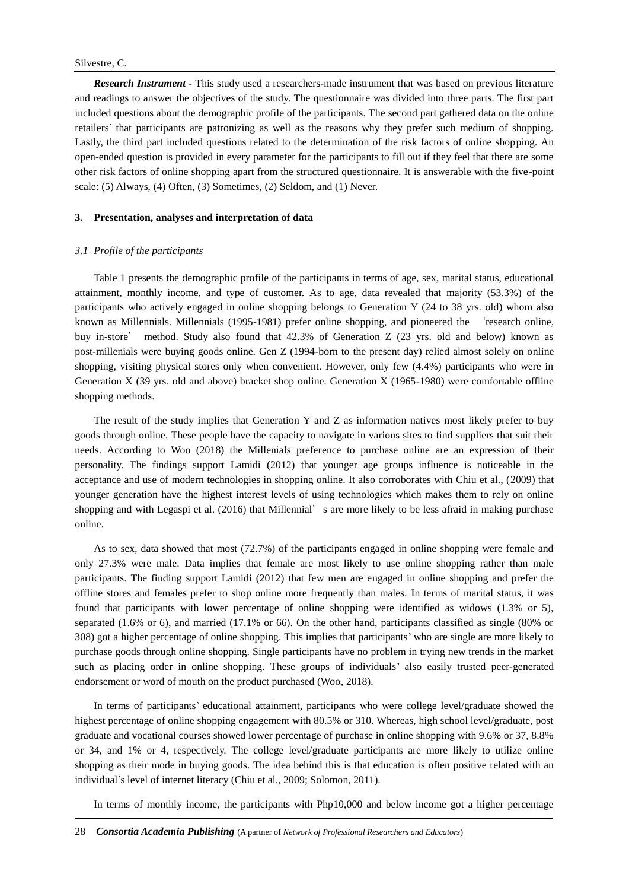***Research Instrument*** - This study used a researchers-made instrument that was based on previous literature and readings to answer the objectives of the study. The questionnaire was divided into three parts. The first part included questions about the demographic profile of the participants. The second part gathered data on the online retailers' that participants are patronizing as well as the reasons why they prefer such medium of shopping. Lastly, the third part included questions related to the determination of the risk factors of online shopping. An open-ended question is provided in every parameter for the participants to fill out if they feel that there are some other risk factors of online shopping apart from the structured questionnaire. It is answerable with the five-point scale: (5) Always, (4) Often, (3) Sometimes, (2) Seldom, and (1) Never.

## 3. Presentation, analyses and interpretation of data

### *3.1 Profile of the participants*

Table 1 presents the demographic profile of the participants in terms of age, sex, marital status, educational attainment, monthly income, and type of customer. As to age, data revealed that majority (53.3%) of the participants who actively engaged in online shopping belongs to Generation Y (24 to 38 yrs. old) whom also known as Millennials. Millennials (1995-1981) prefer online shopping, and pioneered the 'research online, buy in-store' method. Study also found that 42.3% of Generation Z (23 yrs. old and below) known as post-millenials were buying goods online. Gen Z (1994-born to the present day) relied almost solely on online shopping, visiting physical stores only when convenient. However, only few (4.4%) participants who were in Generation X (39 yrs. old and above) bracket shop online. Generation X (1965-1980) were comfortable offline shopping methods.

The result of the study implies that Generation Y and Z as information natives most likely prefer to buy goods through online. These people have the capacity to navigate in various sites to find suppliers that suit their needs. According to Woo (2018) the Millenials preference to purchase online are an expression of their personality. The findings support Lamidi (2012) that younger age groups influence is noticeable in the acceptance and use of modern technologies in shopping online. It also corroborates with Chiu et al., (2009) that younger generation have the highest interest levels of using technologies which makes them to rely on online shopping and with Legaspi et al. (2016) that Millennial' s are more likely to be less afraid in making purchase online.

As to sex, data showed that most (72.7%) of the participants engaged in online shopping were female and only 27.3% were male. Data implies that female are most likely to use online shopping rather than male participants. The finding support Lamidi (2012) that few men are engaged in online shopping and prefer the offline stores and females prefer to shop online more frequently than males. In terms of marital status, it was found that participants with lower percentage of online shopping were identified as widows (1.3% or 5), separated (1.6% or 6), and married (17.1% or 66). On the other hand, participants classified as single (80% or 308) got a higher percentage of online shopping. This implies that participants' who are single are more likely to purchase goods through online shopping. Single participants have no problem in trying new trends in the market such as placing order in online shopping. These groups of individuals' also easily trusted peer-generated endorsement or word of mouth on the product purchased (Woo, 2018).

In terms of participants' educational attainment, participants who were college level/graduate showed the highest percentage of online shopping engagement with 80.5% or 310. Whereas, high school level/graduate, post graduate and vocational courses showed lower percentage of purchase in online shopping with 9.6% or 37, 8.8% or 34, and 1% or 4, respectively. The college level/graduate participants are more likely to utilize online shopping as their mode in buying goods. The idea behind this is that education is often positive related with an individual's level of internet literacy (Chiu et al., 2009; Solomon, 2011).

In terms of monthly income, the participants with Php10,000 and below income got a higher percentage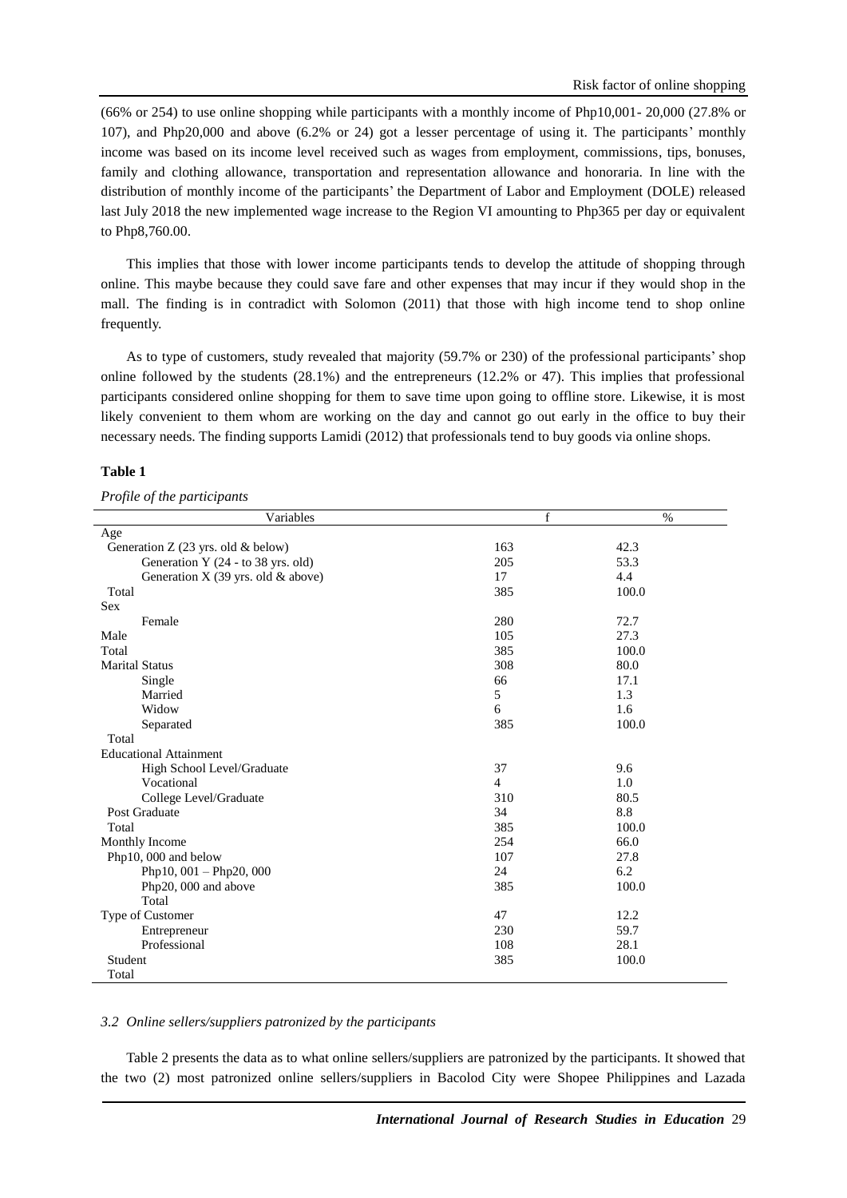(66% or 254) to use online shopping while participants with a monthly income of Php10,001- 20,000 (27.8% or 107), and Php20,000 and above (6.2% or 24) got a lesser percentage of using it. The participants' monthly income was based on its income level received such as wages from employment, commissions, tips, bonuses, family and clothing allowance, transportation and representation allowance and honoraria. In line with the distribution of monthly income of the participants' the Department of Labor and Employment (DOLE) released last July 2018 the new implemented wage increase to the Region VI amounting to Php365 per day or equivalent to Php8,760.00.

This implies that those with lower income participants tends to develop the attitude of shopping through online. This maybe because they could save fare and other expenses that may incur if they would shop in the mall. The finding is in contradict with Solomon (2011) that those with high income tend to shop online frequently.

As to type of customers, study revealed that majority (59.7% or 230) of the professional participants' shop online followed by the students (28.1%) and the entrepreneurs (12.2% or 47). This implies that professional participants considered online shopping for them to save time upon going to offline store. Likewise, it is most likely convenient to them whom are working on the day and cannot go out early in the office to buy their necessary needs. The finding supports Lamidi (2012) that professionals tend to buy goods via online shops.

**Table 1**

*Profile of the participants*

| Variables | f | % |
|---|---|---|
| Age | | |
| Generation Z (23 yrs. old & below) | 163 | 42.3 |
| Generation Y (24 - to 38 yrs. old) | 205 | 53.3 |
| Generation X (39 yrs. old & above) | 17 | 4.4 |
| Total | 385 | 100.0 |
| Sex | | |
| Female | 280 | 72.7 |
| Male | 105 | 27.3 |
| Total | 385 | 100.0 |
| Marital Status | 308 | 80.0 |
| Single | 66 | 17.1 |
| Married | 5 | 1.3 |
| Widow | 6 | 1.6 |
| Separated | 385 | 100.0 |
| Total | | |
| Educational Attainment | | |
| High School Level/Graduate | 37 | 9.6 |
| Vocational | 4 | 1.0 |
| College Level/Graduate | 310 | 80.5 |
| Post Graduate | 34 | 8.8 |
| Total | 385 | 100.0 |
| Monthly Income | 254 | 66.0 |
| Php10, 000 and below | 107 | 27.8 |
| Php10, 001 – Php20, 000 | 24 | 6.2 |
| Php20, 000 and above | 385 | 100.0 |
| Total | | |
| Type of Customer | 47 | 12.2 |
| Entrepreneur | 230 | 59.7 |
| Professional | 108 | 28.1 |
| Student | 385 | 100.0 |
| Total | | |

### *3.2 Online sellers/suppliers patronized by the participants*

Table 2 presents the data as to what online sellers/suppliers are patronized by the participants. It showed that the two (2) most patronized online sellers/suppliers in Bacolod City were Shopee Philippines and Lazada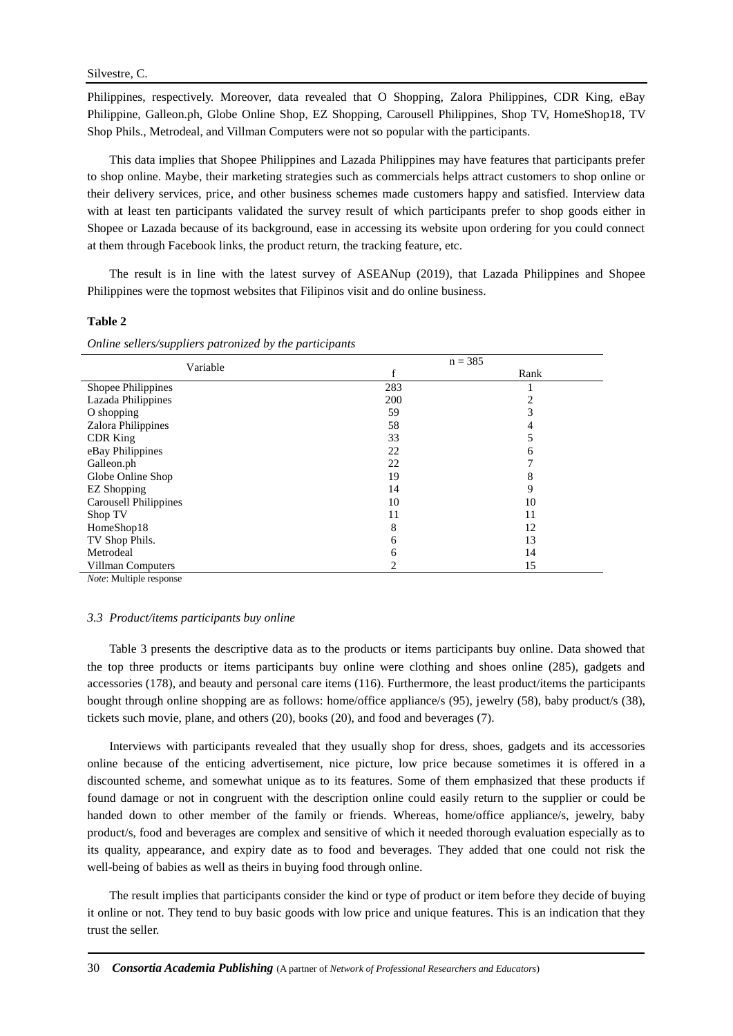Philippines, respectively. Moreover, data revealed that O Shopping, Zalora Philippines, CDR King, eBay Philippine, Galleon.ph, Globe Online Shop, EZ Shopping, Carousell Philippines, Shop TV, HomeShop18, TV Shop Phils., Metrodeal, and Villman Computers were not so popular with the participants.

This data implies that Shopee Philippines and Lazada Philippines may have features that participants prefer to shop online. Maybe, their marketing strategies such as commercials helps attract customers to shop online or their delivery services, price, and other business schemes made customers happy and satisfied. Interview data with at least ten participants validated the survey result of which participants prefer to shop goods either in Shopee or Lazada because of its background, ease in accessing its website upon ordering for you could connect at them through Facebook links, the product return, the tracking feature, etc.

The result is in line with the latest survey of ASEANup (2019), that Lazada Philippines and Shopee Philippines were the topmost websites that Filipinos visit and do online business.

**Table 2**

*Online sellers/suppliers patronized by the participants*

| Variable | n = 385 | |
|---|---|---|
| | f | Rank |
| Shopee Philippines | 283 | 1 |
| Lazada Philippines | 200 | 2 |
| O shopping | 59 | 3 |
| Zalora Philippines | 58 | 4 |
| CDR King | 33 | 5 |
| eBay Philippines | 22 | 6 |
| Galleon.ph | 22 | 7 |
| Globe Online Shop | 19 | 8 |
| EZ Shopping | 14 | 9 |
| Carousell Philippines | 10 | 10 |
| Shop TV | 11 | 11 |
| HomeShop18 | 8 | 12 |
| TV Shop Phils. | 6 | 13 |
| Metrodeal | 6 | 14 |
| Villman Computers | 2 | 15 |

*Note*: Multiple response

### *3.3 Product/items participants buy online*

Table 3 presents the descriptive data as to the products or items participants buy online. Data showed that the top three products or items participants buy online were clothing and shoes online (285), gadgets and accessories (178), and beauty and personal care items (116). Furthermore, the least product/items the participants bought through online shopping are as follows: home/office appliance/s (95), jewelry (58), baby product/s (38), tickets such movie, plane, and others (20), books (20), and food and beverages (7).

Interviews with participants revealed that they usually shop for dress, shoes, gadgets and its accessories online because of the enticing advertisement, nice picture, low price because sometimes it is offered in a discounted scheme, and somewhat unique as to its features. Some of them emphasized that these products if found damage or not in congruent with the description online could easily return to the supplier or could be handed down to other member of the family or friends. Whereas, home/office appliance/s, jewelry, baby product/s, food and beverages are complex and sensitive of which it needed thorough evaluation especially as to its quality, appearance, and expiry date as to food and beverages. They added that one could not risk the well-being of babies as well as theirs in buying food through online.

The result implies that participants consider the kind or type of product or item before they decide of buying it online or not. They tend to buy basic goods with low price and unique features. This is an indication that they trust the seller.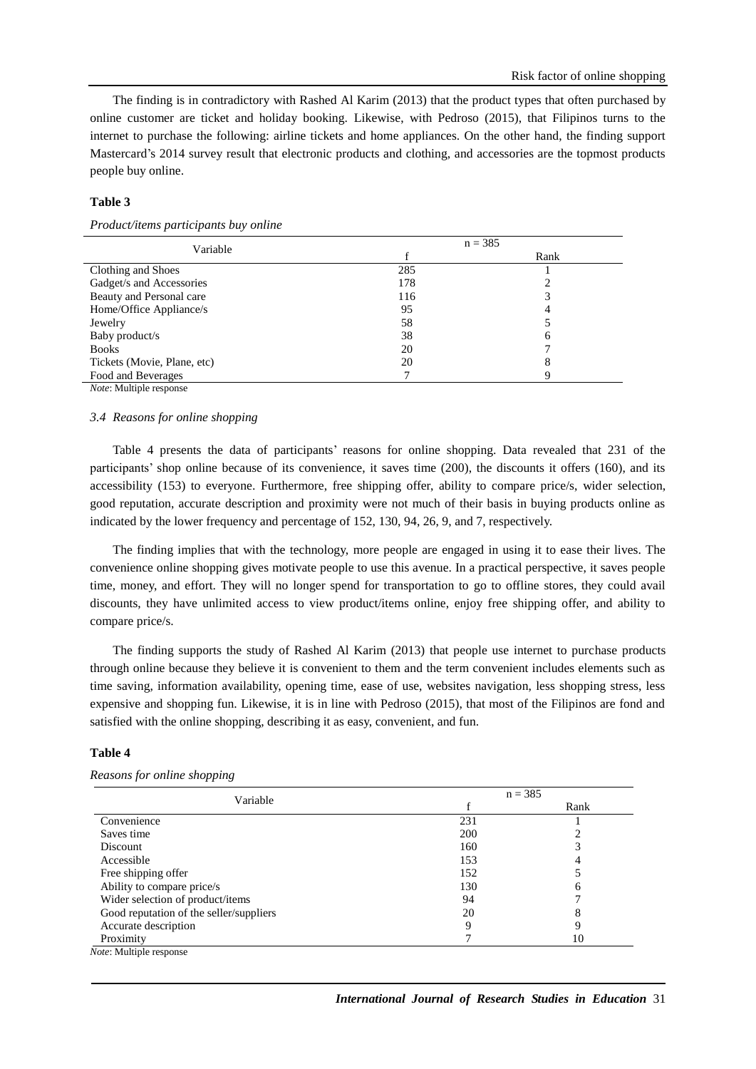The finding is in contradictory with Rashed Al Karim (2013) that the product types that often purchased by online customer are ticket and holiday booking. Likewise, with Pedroso (2015), that Filipinos turns to the internet to purchase the following: airline tickets and home appliances. On the other hand, the finding support Mastercard's 2014 survey result that electronic products and clothing, and accessories are the topmost products people buy online.

**Table 3**

*Product/items participants buy online*

| Variable | n = 385 | |
|---|---|---|
| | f | Rank |
| Clothing and Shoes | 285 | 1 |
| Gadget/s and Accessories | 178 | 2 |
| Beauty and Personal care | 116 | 3 |
| Home/Office Appliance/s | 95 | 4 |
| Jewelry | 58 | 5 |
| Baby product/s | 38 | 6 |
| Books | 20 | 7 |
| Tickets (Movie, Plane, etc) | 20 | 8 |
| Food and Beverages | 7 | 9 |

*Note*: Multiple response

### *3.4 Reasons for online shopping*

Table 4 presents the data of participants' reasons for online shopping. Data revealed that 231 of the participants' shop online because of its convenience, it saves time (200), the discounts it offers (160), and its accessibility (153) to everyone. Furthermore, free shipping offer, ability to compare price/s, wider selection, good reputation, accurate description and proximity were not much of their basis in buying products online as indicated by the lower frequency and percentage of 152, 130, 94, 26, 9, and 7, respectively.

The finding implies that with the technology, more people are engaged in using it to ease their lives. The convenience online shopping gives motivate people to use this avenue. In a practical perspective, it saves people time, money, and effort. They will no longer spend for transportation to go to offline stores, they could avail discounts, they have unlimited access to view product/items online, enjoy free shipping offer, and ability to compare price/s.

The finding supports the study of Rashed Al Karim (2013) that people use internet to purchase products through online because they believe it is convenient to them and the term convenient includes elements such as time saving, information availability, opening time, ease of use, websites navigation, less shopping stress, less expensive and shopping fun. Likewise, it is in line with Pedroso (2015), that most of the Filipinos are fond and satisfied with the online shopping, describing it as easy, convenient, and fun.

**Table 4**

*Reasons for online shopping*

| Variable | n = 385 | |
|---|---|---|
| | f | Rank |
| Convenience | 231 | 1 |
| Saves time | 200 | 2 |
| Discount | 160 | 3 |
| Accessible | 153 | 4 |
| Free shipping offer | 152 | 5 |
| Ability to compare price/s | 130 | 6 |
| Wider selection of product/items | 94 | 7 |
| Good reputation of the seller/suppliers | 20 | 8 |
| Accurate description | 9 | 9 |
| Proximity | 7 | 10 |

*Note*: Multiple response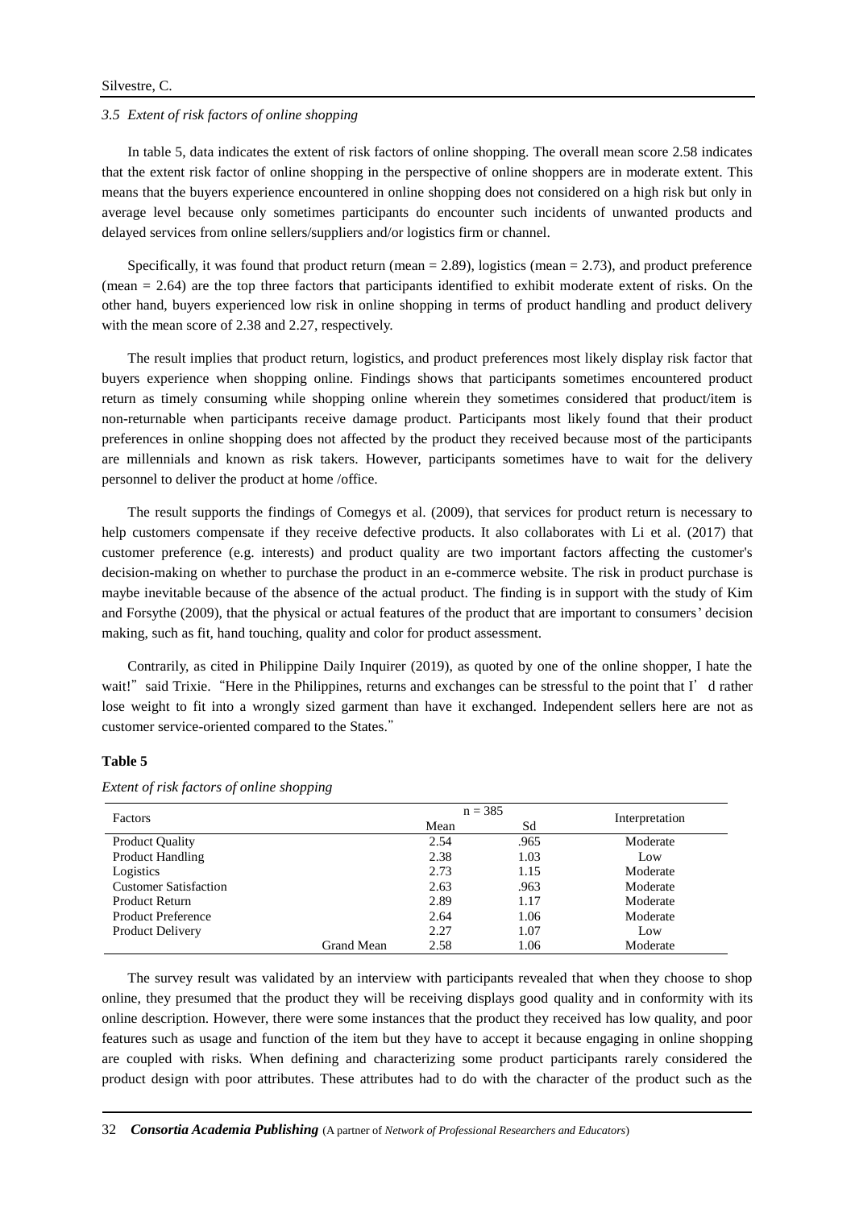### 3.5 Extent of risk factors of online shopping

In table 5, data indicates the extent of risk factors of online shopping. The overall mean score 2.58 indicates that the extent risk factor of online shopping in the perspective of online shoppers are in moderate extent. This means that the buyers experience encountered in online shopping does not considered on a high risk but only in average level because only sometimes participants do encounter such incidents of unwanted products and delayed services from online sellers/suppliers and/or logistics firm or channel.

Specifically, it was found that product return (mean = 2.89), logistics (mean = 2.73), and product preference (mean = 2.64) are the top three factors that participants identified to exhibit moderate extent of risks. On the other hand, buyers experienced low risk in online shopping in terms of product handling and product delivery with the mean score of 2.38 and 2.27, respectively.

The result implies that product return, logistics, and product preferences most likely display risk factor that buyers experience when shopping online. Findings shows that participants sometimes encountered product return as timely consuming while shopping online wherein they sometimes considered that product/item is non-returnable when participants receive damage product. Participants most likely found that their product preferences in online shopping does not affected by the product they received because most of the participants are millennials and known as risk takers. However, participants sometimes have to wait for the delivery personnel to deliver the product at home /office.

The result supports the findings of Comegys et al. (2009), that services for product return is necessary to help customers compensate if they receive defective products. It also collaborates with Li et al. (2017) that customer preference (e.g. interests) and product quality are two important factors affecting the customer's decision-making on whether to purchase the product in an e-commerce website. The risk in product purchase is maybe inevitable because of the absence of the actual product. The finding is in support with the study of Kim and Forsythe (2009), that the physical or actual features of the product that are important to consumers' decision making, such as fit, hand touching, quality and color for product assessment.

Contrarily, as cited in Philippine Daily Inquirer (2019), as quoted by one of the online shopper, I hate the wait!" said Trixie. "Here in the Philippines, returns and exchanges can be stressful to the point that I'd rather lose weight to fit into a wrongly sized garment than have it exchanged. Independent sellers here are not as customer service-oriented compared to the States."

**Table 5**

*Extent of risk factors of online shopping*

| Factors | n = 385 | | Interpretation |
|---|---|---|---|
| | Mean | Sd | |
| Product Quality | 2.54 | .965 | Moderate |
| Product Handling | 2.38 | 1.03 | Low |
| Logistics | 2.73 | 1.15 | Moderate |
| Customer Satisfaction | 2.63 | .963 | Moderate |
| Product Return | 2.89 | 1.17 | Moderate |
| Product Preference | 2.64 | 1.06 | Moderate |
| Product Delivery | 2.27 | 1.07 | Low |
| Grand Mean | 2.58 | 1.06 | Moderate |

The survey result was validated by an interview with participants revealed that when they choose to shop online, they presumed that the product they will be receiving displays good quality and in conformity with its online description. However, there were some instances that the product they received has low quality, and poor features such as usage and function of the item but they have to accept it because engaging in online shopping are coupled with risks. When defining and characterizing some product participants rarely considered the product design with poor attributes. These attributes had to do with the character of the product such as the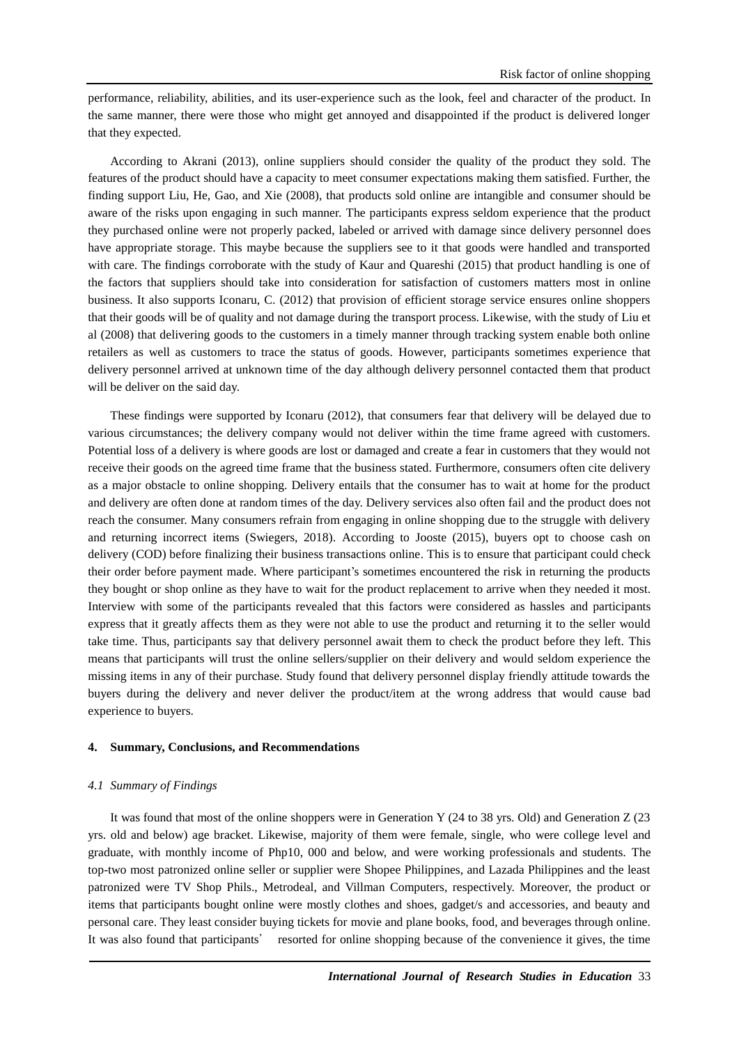performance, reliability, abilities, and its user-experience such as the look, feel and character of the product. In the same manner, there were those who might get annoyed and disappointed if the product is delivered longer that they expected.

According to Akrani (2013), online suppliers should consider the quality of the product they sold. The features of the product should have a capacity to meet consumer expectations making them satisfied. Further, the finding support Liu, He, Gao, and Xie (2008), that products sold online are intangible and consumer should be aware of the risks upon engaging in such manner. The participants express seldom experience that the product they purchased online were not properly packed, labeled or arrived with damage since delivery personnel does have appropriate storage. This maybe because the suppliers see to it that goods were handled and transported with care. The findings corroborate with the study of Kaur and Quareshi (2015) that product handling is one of the factors that suppliers should take into consideration for satisfaction of customers matters most in online business. It also supports Iconaru, C. (2012) that provision of efficient storage service ensures online shoppers that their goods will be of quality and not damage during the transport process. Likewise, with the study of Liu et al (2008) that delivering goods to the customers in a timely manner through tracking system enable both online retailers as well as customers to trace the status of goods. However, participants sometimes experience that delivery personnel arrived at unknown time of the day although delivery personnel contacted them that product will be deliver on the said day.

These findings were supported by Iconaru (2012), that consumers fear that delivery will be delayed due to various circumstances; the delivery company would not deliver within the time frame agreed with customers. Potential loss of a delivery is where goods are lost or damaged and create a fear in customers that they would not receive their goods on the agreed time frame that the business stated. Furthermore, consumers often cite delivery as a major obstacle to online shopping. Delivery entails that the consumer has to wait at home for the product and delivery are often done at random times of the day. Delivery services also often fail and the product does not reach the consumer. Many consumers refrain from engaging in online shopping due to the struggle with delivery and returning incorrect items (Swiegers, 2018). According to Jooste (2015), buyers opt to choose cash on delivery (COD) before finalizing their business transactions online. This is to ensure that participant could check their order before payment made. Where participant's sometimes encountered the risk in returning the products they bought or shop online as they have to wait for the product replacement to arrive when they needed it most. Interview with some of the participants revealed that this factors were considered as hassles and participants express that it greatly affects them as they were not able to use the product and returning it to the seller would take time. Thus, participants say that delivery personnel await them to check the product before they left. This means that participants will trust the online sellers/supplier on their delivery and would seldom experience the missing items in any of their purchase. Study found that delivery personnel display friendly attitude towards the buyers during the delivery and never deliver the product/item at the wrong address that would cause bad experience to buyers.

## 4. Summary, Conclusions, and Recommendations

### *4.1 Summary of Findings*

It was found that most of the online shoppers were in Generation Y (24 to 38 yrs. Old) and Generation Z (23 yrs. old and below) age bracket. Likewise, majority of them were female, single, who were college level and graduate, with monthly income of Php10, 000 and below, and were working professionals and students. The top-two most patronized online seller or supplier were Shopee Philippines, and Lazada Philippines and the least patronized were TV Shop Phils., Metrodeal, and Villman Computers, respectively. Moreover, the product or items that participants bought online were mostly clothes and shoes, gadget/s and accessories, and beauty and personal care. They least consider buying tickets for movie and plane books, food, and beverages through online. It was also found that participants' resorted for online shopping because of the convenience it gives, the time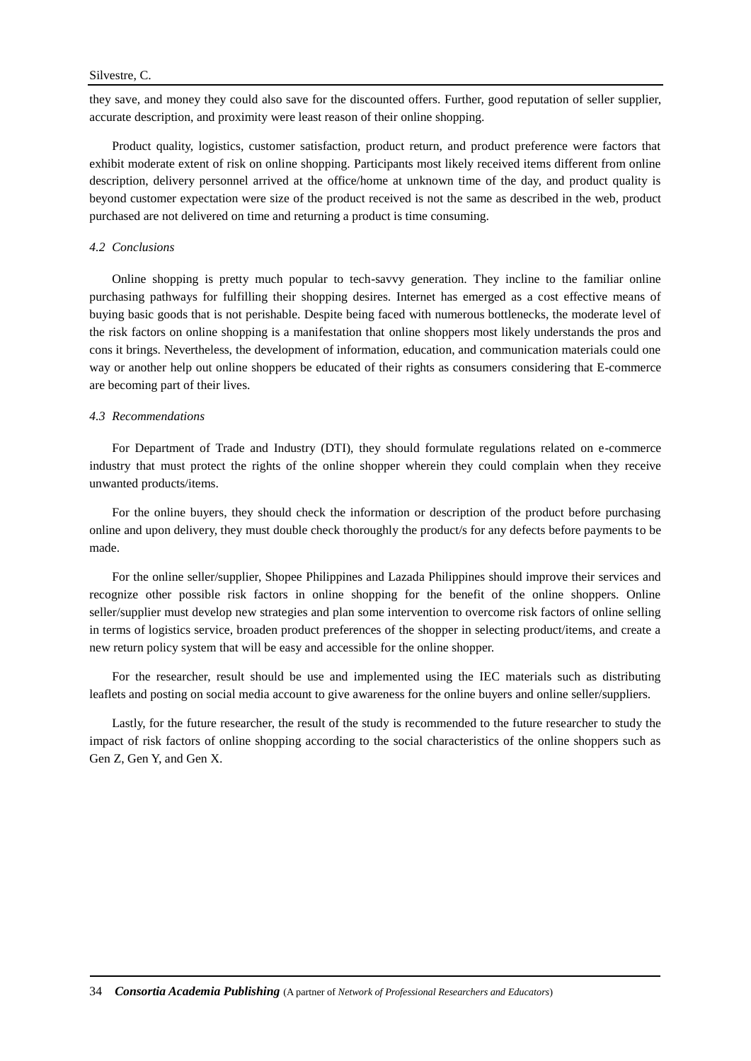they save, and money they could also save for the discounted offers. Further, good reputation of seller supplier, accurate description, and proximity were least reason of their online shopping.

Product quality, logistics, customer satisfaction, product return, and product preference were factors that exhibit moderate extent of risk on online shopping. Participants most likely received items different from online description, delivery personnel arrived at the office/home at unknown time of the day, and product quality is beyond customer expectation were size of the product received is not the same as described in the web, product purchased are not delivered on time and returning a product is time consuming.

### *4.2 Conclusions*

Online shopping is pretty much popular to tech-savvy generation. They incline to the familiar online purchasing pathways for fulfilling their shopping desires. Internet has emerged as a cost effective means of buying basic goods that is not perishable. Despite being faced with numerous bottlenecks, the moderate level of the risk factors on online shopping is a manifestation that online shoppers most likely understands the pros and cons it brings. Nevertheless, the development of information, education, and communication materials could one way or another help out online shoppers be educated of their rights as consumers considering that E-commerce are becoming part of their lives.

### *4.3 Recommendations*

For Department of Trade and Industry (DTI), they should formulate regulations related on e-commerce industry that must protect the rights of the online shopper wherein they could complain when they receive unwanted products/items.

For the online buyers, they should check the information or description of the product before purchasing online and upon delivery, they must double check thoroughly the product/s for any defects before payments to be made.

For the online seller/supplier, Shopee Philippines and Lazada Philippines should improve their services and recognize other possible risk factors in online shopping for the benefit of the online shoppers. Online seller/supplier must develop new strategies and plan some intervention to overcome risk factors of online selling in terms of logistics service, broaden product preferences of the shopper in selecting product/items, and create a new return policy system that will be easy and accessible for the online shopper.

For the researcher, result should be use and implemented using the IEC materials such as distributing leaflets and posting on social media account to give awareness for the online buyers and online seller/suppliers.

Lastly, for the future researcher, the result of the study is recommended to the future researcher to study the impact of risk factors of online shopping according to the social characteristics of the online shoppers such as Gen Z, Gen Y, and Gen X.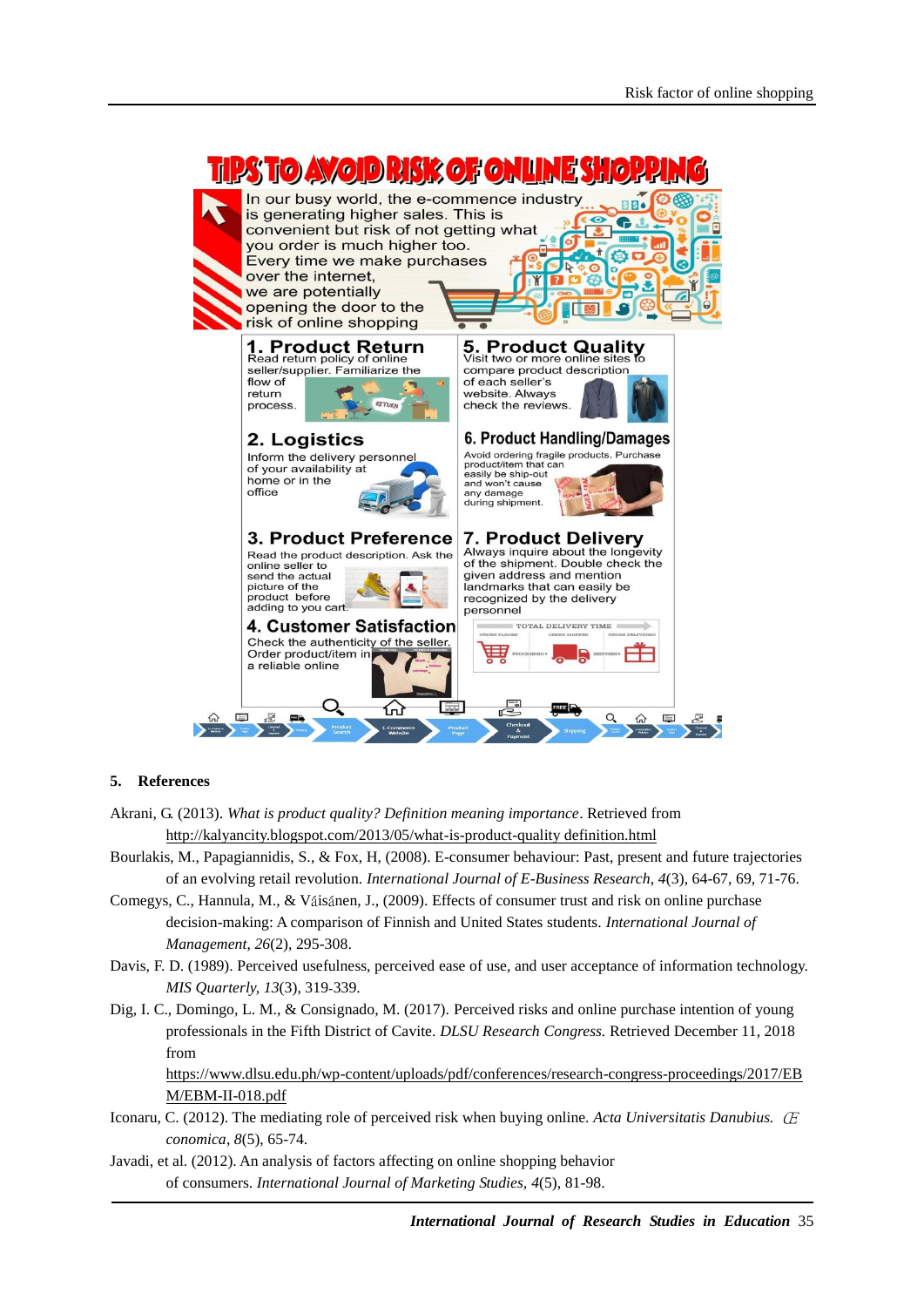TIPS TO AVOID RISK OF ONLINE SHOPPING

In our busy world, the e-commerce industry is generating higher sales. This is convenient but risk of not getting what you order is much higher too. Every time we make purchases over the internet, we are potentially opening the door to the risk of online shopping

**1. Product Return**
Read return policy of online seller/supplier. Familiarize the flow of return process.

**2. Logistics**
Inform the delivery personnel of your availability at home or in the office

**3. Product Preference**
Read the product description. Ask the online seller to send the actual picture of the product before adding to you cart.

**4. Customer Satisfaction**
Check the authenticity of the seller. Order product/item in a reliable online

**5. Product Quality**
Visit two or more online sites to compare product description of each seller's website. Always check the reviews.

**6. Product Handling/Damages**
Avoid ordering fragile products. Purchase product/item that can easily be ship-out and won't cause any damage during shipment.

**7. Product Delivery**
Always inquire about the longevity of the shipment. Double check the given address and mention landmarks that can easily be recognized by the delivery personnel

## 5. References

Akrani, G. (2013). *What is product quality? Definition meaning importance*. Retrieved from http://kalyancity.blogspot.com/2013/05/what-is-product-quality definition.html

Bourlakis, M., Papagiannidis, S., & Fox, H, (2008). E-consumer behaviour: Past, present and future trajectories of an evolving retail revolution. *International Journal of E-Business Research*, *4*(3), 64-67, 69, 71-76.

Comegys, C., Hannula, M., & Váisánen, J., (2009). Effects of consumer trust and risk on online purchase decision-making: A comparison of Finnish and United States students. *International Journal of Management*, *26*(2), 295-308.

Davis, F. D. (1989). Perceived usefulness, perceived ease of use, and user acceptance of information technology. *MIS Quarterly, 13*(3), 319-339.

Dig, I. C., Domingo, L. M., & Consignado, M. (2017). Perceived risks and online purchase intention of young professionals in the Fifth District of Cavite. *DLSU Research Congress.* Retrieved December 11, 2018 from https://www.dlsu.edu.ph/wp-content/uploads/pdf/conferences/research-congress-proceedings/2017/EBM/EBM-II-018.pdf

Iconaru, C. (2012). The mediating role of perceived risk when buying online. *Acta Universitatis Danubius. Œconomica*, *8*(5), 65-74.

Javadi, et al. (2012). An analysis of factors affecting on online shopping behavior of consumers. *International Journal of Marketing Studies, 4*(5), 81-98.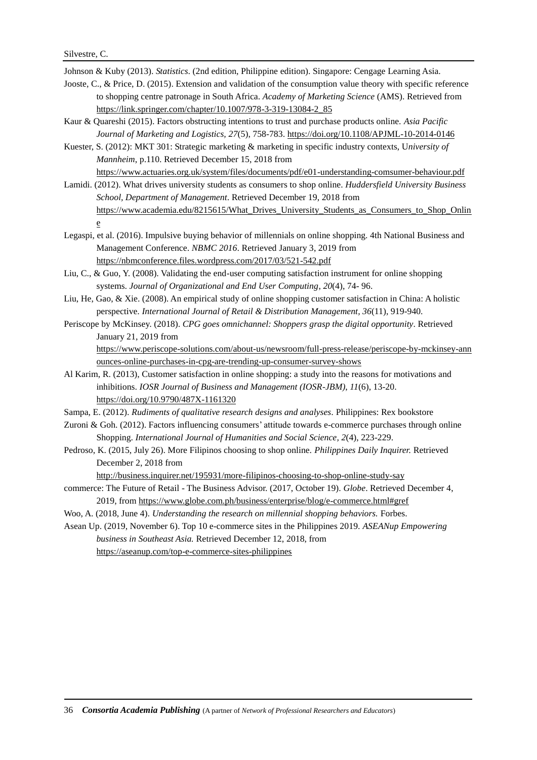Johnson & Kuby (2013). *Statistics*. (2nd edition, Philippine edition). Singapore: Cengage Learning Asia.

Jooste, C., & Price, D. (2015). Extension and validation of the consumption value theory with specific reference to shopping centre patronage in South Africa. *Academy of Marketing Science* (AMS). Retrieved from https://link.springer.com/chapter/10.1007/978-3-319-13084-2_85

Kaur & Quareshi (2015). Factors obstructing intentions to trust and purchase products online. *Asia Pacific Journal of Marketing and Logistics, 27*(5), 758-783. https://doi.org/10.1108/APJML-10-2014-0146

Kuester, S. (2012): MKT 301: Strategic marketing & marketing in specific industry contexts, U*niversity of Mannheim*, p.110. Retrieved December 15, 2018 from https://www.actuaries.org.uk/system/files/documents/pdf/e01-understanding-comsumer-behaviour.pdf

Lamidi. (2012). What drives university students as consumers to shop online. *Huddersfield University Business School, Department of Management*. Retrieved December 19, 2018 from https://www.academia.edu/8215615/What_Drives_University_Students_as_Consumers_to_Shop_Online

Legaspi, et al. (2016). Impulsive buying behavior of millennials on online shopping. 4th National Business and Management Conference. *NBMC 2016*. Retrieved January 3, 2019 from https://nbmconference.files.wordpress.com/2017/03/521-542.pdf

Liu, C., & Guo, Y. (2008). Validating the end-user computing satisfaction instrument for online shopping systems. *Journal of Organizational and End User Computing, 20*(4), 74- 96.

Liu, He, Gao, & Xie. (2008). An empirical study of online shopping customer satisfaction in China: A holistic perspective. *International Journal of Retail & Distribution Management, 36*(11), 919-940.

Periscope by McKinsey. (2018). *CPG goes omnichannel: Shoppers grasp the digital opportunity*. Retrieved January 21, 2019 from https://www.periscope-solutions.com/about-us/newsroom/full-press-release/periscope-by-mckinsey-announces-online-purchases-in-cpg-are-trending-up-consumer-survey-shows

Al Karim, R. (2013), Customer satisfaction in online shopping: a study into the reasons for motivations and inhibitions. *IOSR Journal of Business and Management (IOSR-JBM), 11*(6), 13-20. https://doi.org/10.9790/487X-1161320

Sampa, E. (2012). *Rudiments of qualitative research designs and analyses*. Philippines: Rex bookstore

Zuroni & Goh. (2012). Factors influencing consumers' attitude towards e-commerce purchases through online Shopping. *International Journal of Humanities and Social Science, 2*(4), 223-229.

Pedroso, K. (2015, July 26). More Filipinos choosing to shop online. *Philippines Daily Inquirer.* Retrieved December 2, 2018 from http://business.inquirer.net/195931/more-filipinos-choosing-to-shop-online-study-say

commerce: The Future of Retail - The Business Advisor. (2017, October 19). *Globe*. Retrieved December 4, 2019, from https://www.globe.com.ph/business/enterprise/blog/e-commerce.html#gref

Woo, A. (2018, June 4). *Understanding the research on millennial shopping behaviors.* Forbes.

Asean Up. (2019, November 6). Top 10 e-commerce sites in the Philippines 2019. *ASEANup Empowering business in Southeast Asia.* Retrieved December 12, 2018, from https://aseanup.com/top-e-commerce-sites-philippines